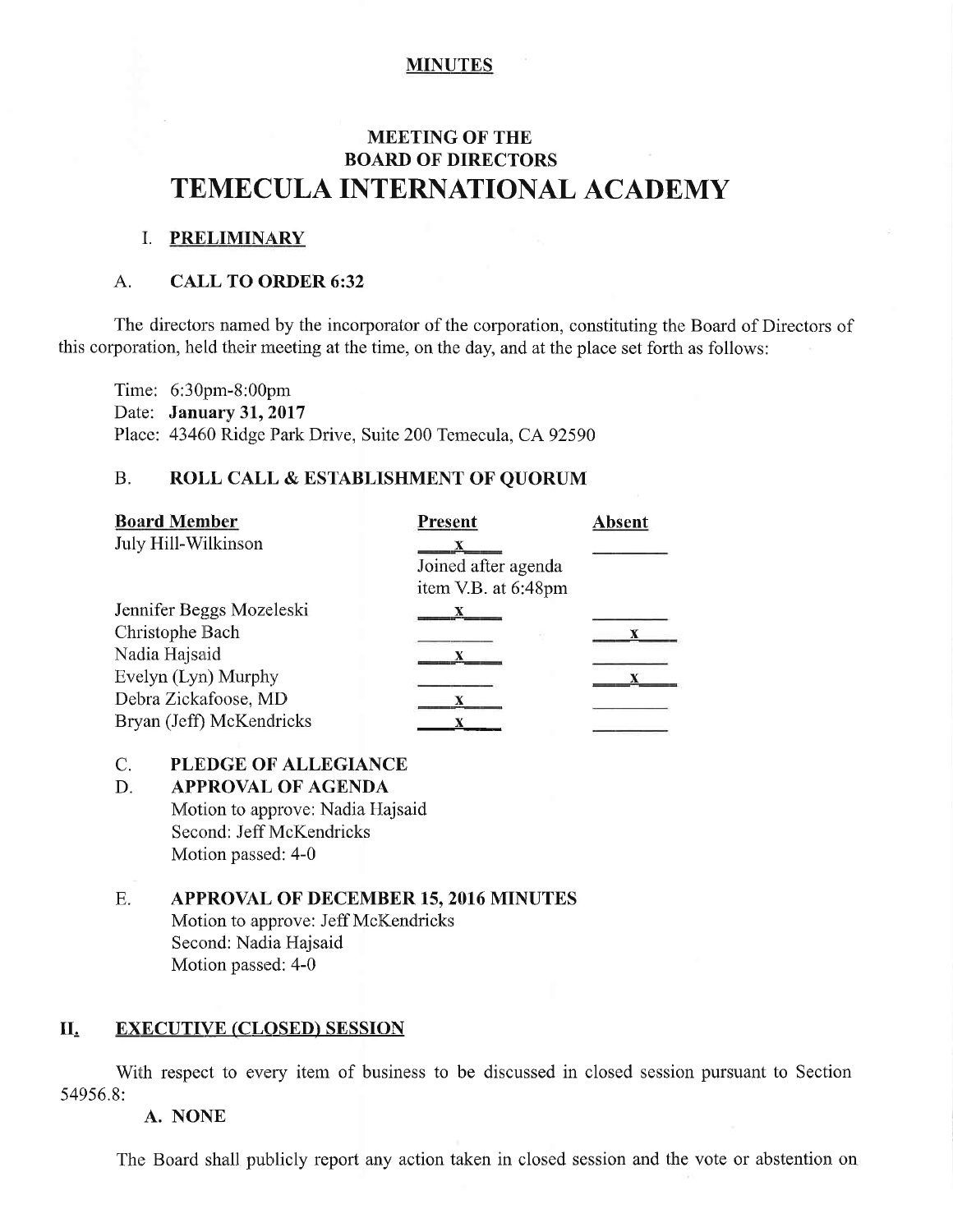**MINUTES**

# MEETING OF THE BOARD OF DIRECTORS
# TEMECULA INTERNATIONAL ACADEMY

## I. PRELIMINARY

### A. CALL TO ORDER 6:32

The directors named by the incorporator of the corporation, constituting the Board of Directors of this corporation, held their meeting at the time, on the day, and at the place set forth as follows:

Time: 6:30pm-8:00pm
Date: **January 31, 2017**
Place: 43460 Ridge Park Drive, Suite 200 Temecula, CA 92590

### B. ROLL CALL & ESTABLISHMENT OF QUORUM

| Board Member | Present | Absent |
|---|---|---|
| July Hill-Wilkinson | x<br>Joined after agenda item V.B. at 6:48pm | |
| Jennifer Beggs Mozeleski | x | |
| Christophe Bach | | x |
| Nadia Hajsaid | x | |
| Evelyn (Lyn) Murphy | | x |
| Debra Zickafoose, MD | x | |
| Bryan (Jeff) McKendricks | x | |

### C. PLEDGE OF ALLEGIANCE

### D. APPROVAL OF AGENDA

Motion to approve: Nadia Hajsaid
Second: Jeff McKendricks
Motion passed: 4-0

### E. APPROVAL OF DECEMBER 15, 2016 MINUTES

Motion to approve: Jeff McKendricks
Second: Nadia Hajsaid
Motion passed: 4-0

## II. EXECUTIVE (CLOSED) SESSION

With respect to every item of business to be discussed in closed session pursuant to Section 54956.8:

**A. NONE**

The Board shall publicly report any action taken in closed session and the vote or abstention on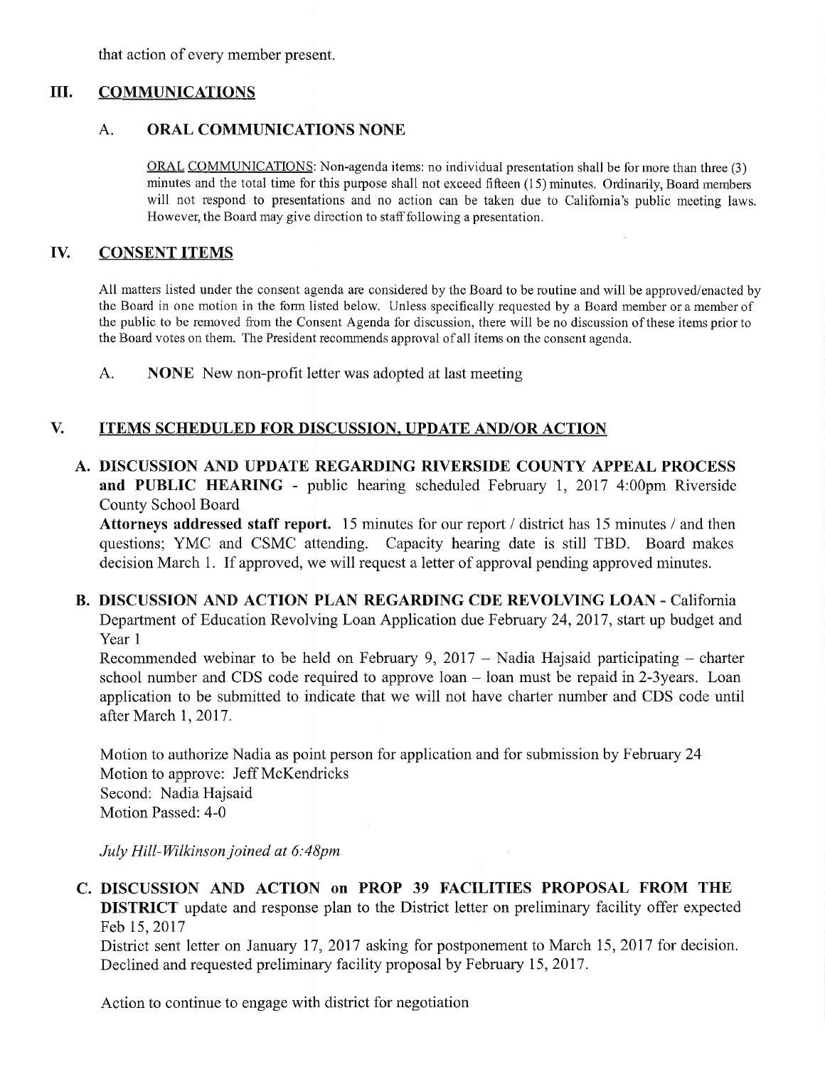that action of every member present.

## III. COMMUNICATIONS

### A. ORAL COMMUNICATIONS NONE

ORAL COMMUNICATIONS: Non-agenda items: no individual presentation shall be for more than three (3) minutes and the total time for this purpose shall not exceed fifteen (15) minutes. Ordinarily, Board members will not respond to presentations and no action can be taken due to California's public meeting laws. However, the Board may give direction to staff following a presentation.

## IV. CONSENT ITEMS

All matters listed under the consent agenda are considered by the Board to be routine and will be approved/enacted by the Board in one motion in the form listed below. Unless specifically requested by a Board member or a member of the public to be removed from the Consent Agenda for discussion, there will be no discussion of these items prior to the Board votes on them. The President recommends approval of all items on the consent agenda.

A. **NONE** New non-profit letter was adopted at last meeting

## V. ITEMS SCHEDULED FOR DISCUSSION, UPDATE AND/OR ACTION

**A. DISCUSSION AND UPDATE REGARDING RIVERSIDE COUNTY APPEAL PROCESS and PUBLIC HEARING** - public hearing scheduled February 1, 2017 4:00pm Riverside County School Board

**Attorneys addressed staff report.** 15 minutes for our report / district has 15 minutes / and then questions; YMC and CSMC attending. Capacity hearing date is still TBD. Board makes decision March 1. If approved, we will request a letter of approval pending approved minutes.

**B. DISCUSSION AND ACTION PLAN REGARDING CDE REVOLVING LOAN** - California Department of Education Revolving Loan Application due February 24, 2017, start up budget and Year 1

Recommended webinar to be held on February 9, 2017 – Nadia Hajsaid participating – charter school number and CDS code required to approve loan – loan must be repaid in 2-3years. Loan application to be submitted to indicate that we will not have charter number and CDS code until after March 1, 2017.

Motion to authorize Nadia as point person for application and for submission by February 24
Motion to approve: Jeff McKendricks
Second: Nadia Hajsaid
Motion Passed: 4-0

*July Hill-Wilkinson joined at 6:48pm*

**C. DISCUSSION AND ACTION on PROP 39 FACILITIES PROPOSAL FROM THE DISTRICT** update and response plan to the District letter on preliminary facility offer expected Feb 15, 2017

District sent letter on January 17, 2017 asking for postponement to March 15, 2017 for decision. Declined and requested preliminary facility proposal by February 15, 2017.

Action to continue to engage with district for negotiation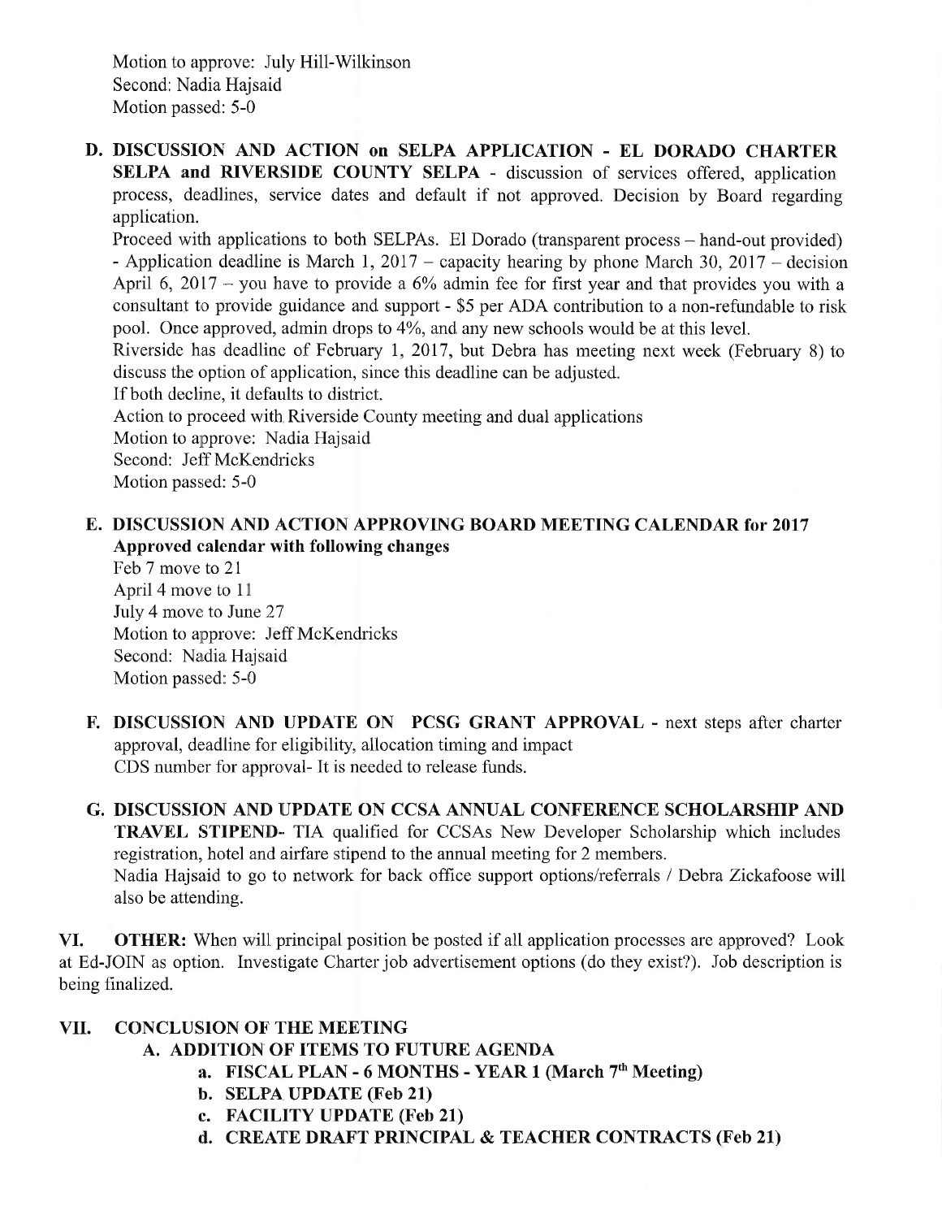Motion to approve: July Hill-Wilkinson
Second: Nadia Hajsaid
Motion passed: 5-0

**D. DISCUSSION AND ACTION on SELPA APPLICATION - EL DORADO CHARTER SELPA and RIVERSIDE COUNTY SELPA** - discussion of services offered, application process, deadlines, service dates and default if not approved. Decision by Board regarding application.

Proceed with applications to both SELPAs. El Dorado (transparent process – hand-out provided) - Application deadline is March 1, 2017 – capacity hearing by phone March 30, 2017 – decision April 6, 2017 – you have to provide a 6% admin fee for first year and that provides you with a consultant to provide guidance and support - $5 per ADA contribution to a non-refundable to risk pool. Once approved, admin drops to 4%, and any new schools would be at this level.

Riverside has deadline of February 1, 2017, but Debra has meeting next week (February 8) to discuss the option of application, since this deadline can be adjusted.

If both decline, it defaults to district.

Action to proceed with Riverside County meeting and dual applications
Motion to approve: Nadia Hajsaid
Second: Jeff McKendricks
Motion passed: 5-0

**E. DISCUSSION AND ACTION APPROVING BOARD MEETING CALENDAR for 2017**
**Approved calendar with following changes**

Feb 7 move to 21
April 4 move to 11
July 4 move to June 27
Motion to approve: Jeff McKendricks
Second: Nadia Hajsaid
Motion passed: 5-0

**F. DISCUSSION AND UPDATE ON PCSG GRANT APPROVAL** - next steps after charter approval, deadline for eligibility, allocation timing and impact
CDS number for approval- It is needed to release funds.

**G. DISCUSSION AND UPDATE ON CCSA ANNUAL CONFERENCE SCHOLARSHIP AND TRAVEL STIPEND**- TIA qualified for CCSAs New Developer Scholarship which includes registration, hotel and airfare stipend to the annual meeting for 2 members.
Nadia Hajsaid to go to network for back office support options/referrals / Debra Zickafoose will also be attending.

**VI. OTHER:** When will principal position be posted if all application processes are approved? Look at Ed-JOIN as option. Investigate Charter job advertisement options (do they exist?). Job description is being finalized.

## VII. CONCLUSION OF THE MEETING

**A. ADDITION OF ITEMS TO FUTURE AGENDA**

- **a. FISCAL PLAN - 6 MONTHS - YEAR 1 (March 7th Meeting)**
- **b. SELPA UPDATE (Feb 21)**
- **c. FACILITY UPDATE (Feb 21)**
- **d. CREATE DRAFT PRINCIPAL & TEACHER CONTRACTS (Feb 21)**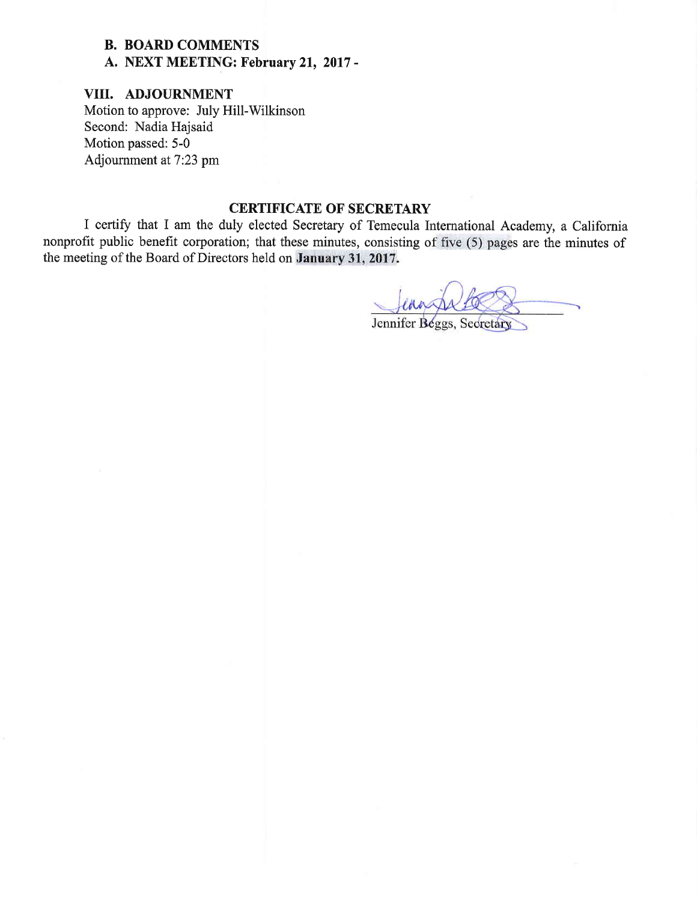**B. BOARD COMMENTS**

**A. NEXT MEETING: February 21, 2017 -**

## VIII. ADJOURNMENT

Motion to approve: July Hill-Wilkinson
Second: Nadia Hajsaid
Motion passed: 5-0
Adjournment at 7:23 pm

### CERTIFICATE OF SECRETARY

I certify that I am the duly elected Secretary of Temecula International Academy, a California nonprofit public benefit corporation; that these minutes, consisting of five (5) pages are the minutes of the meeting of the Board of Directors held on **January 31, 2017**.

Jennifer Beggs, Secretary